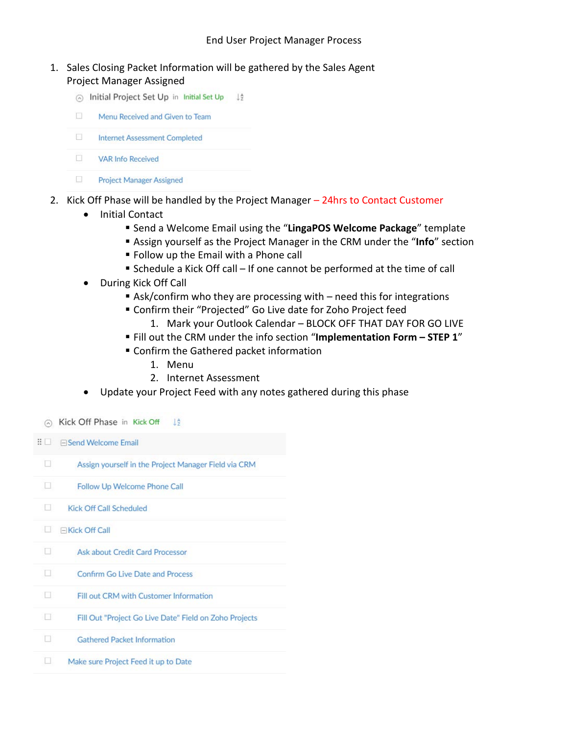# End User Project Manager Process

1. Sales Closing Packet Information will be gathered by the Sales Agent
   Project Manager Assigned

   Initial Project Set Up in Initial Set Up

   - ☐ Menu Received and Given to Team
   - ☐ Internet Assessment Completed
   - ☐ VAR Info Received
   - ☐ Project Manager Assigned

2. Kick Off Phase will be handled by the Project Manager – 24hrs to Contact Customer
   - Initial Contact
     - Send a Welcome Email using the "**LingaPOS Welcome Package**" template
     - Assign yourself as the Project Manager in the CRM under the "**Info**" section
     - Follow up the Email with a Phone call
     - Schedule a Kick Off call – If one cannot be performed at the time of call
   - During Kick Off Call
     - Ask/confirm who they are processing with – need this for integrations
     - Confirm their "Projected" Go Live date for Zoho Project feed
       1. Mark your Outlook Calendar – BLOCK OFF THAT DAY FOR GO LIVE
     - Fill out the CRM under the info section "**Implementation Form – STEP 1**"
     - Confirm the Gathered packet information
       1. Menu
       2. Internet Assessment
   - Update your Project Feed with any notes gathered during this phase

Kick Off Phase in Kick Off

- ☐ Send Welcome Email
  - ☐ Assign yourself in the Project Manager Field via CRM
  - ☐ Follow Up Welcome Phone Call
- ☐ Kick Off Call Scheduled
- ☐ Kick Off Call
  - ☐ Ask about Credit Card Processor
  - ☐ Confirm Go Live Date and Process
  - ☐ Fill out CRM with Customer Information
  - ☐ Fill Out "Project Go Live Date" Field on Zoho Projects
  - ☐ Gathered Packet Information
- ☐ Make sure Project Feed it up to Date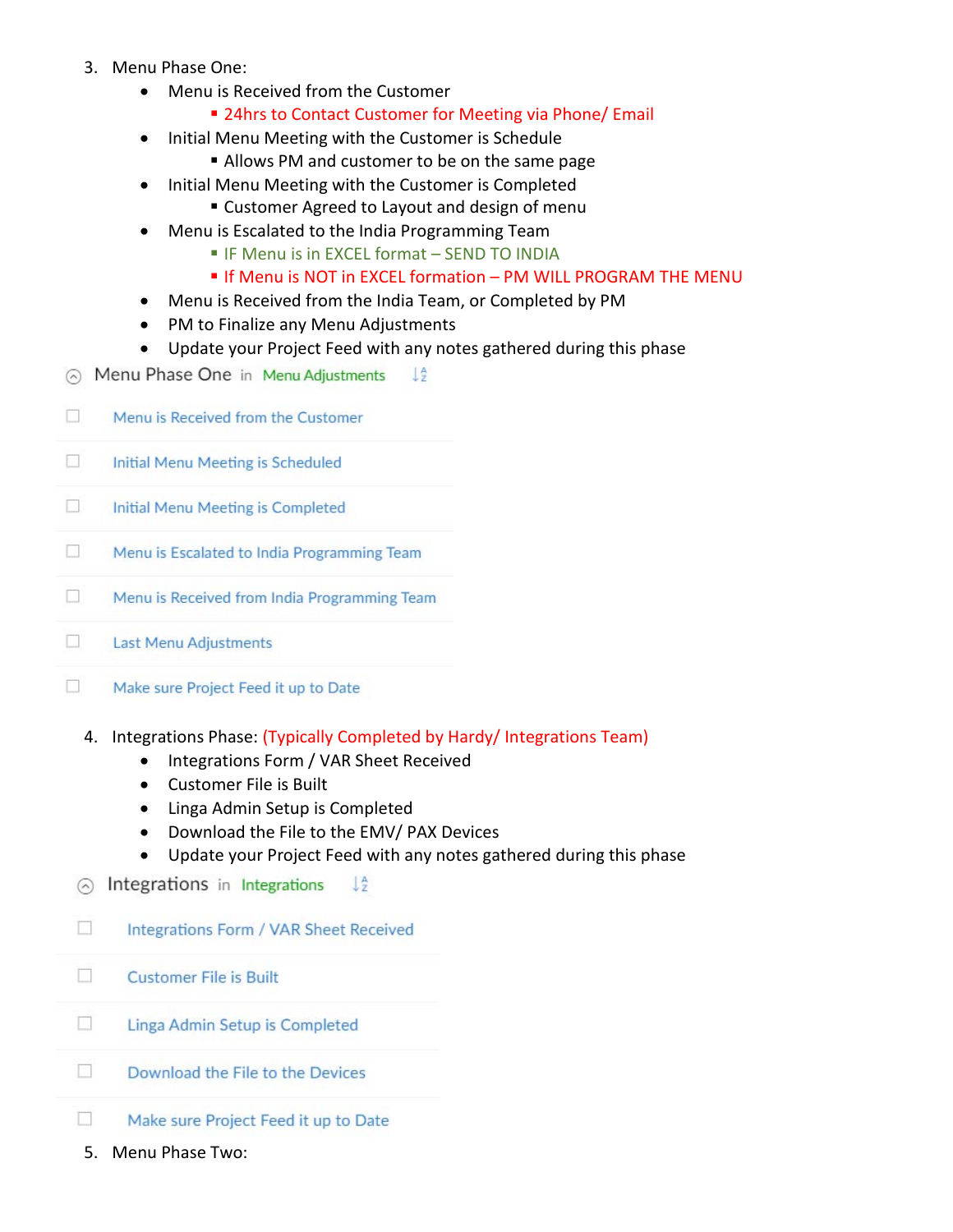3. Menu Phase One:
    - Menu is Received from the Customer
        - 24hrs to Contact Customer for Meeting via Phone/ Email
    - Initial Menu Meeting with the Customer is Schedule
        - Allows PM and customer to be on the same page
    - Initial Menu Meeting with the Customer is Completed
        - Customer Agreed to Layout and design of menu
    - Menu is Escalated to the India Programming Team
        - IF Menu is in EXCEL format – SEND TO INDIA
        - If Menu is NOT in EXCEL formation – PM WILL PROGRAM THE MENU
    - Menu is Received from the India Team, or Completed by PM
    - PM to Finalize any Menu Adjustments
    - Update your Project Feed with any notes gathered during this phase

Menu Phase One in Menu Adjustments

- [ ] Menu is Received from the Customer
- [ ] Initial Menu Meeting is Scheduled
- [ ] Initial Menu Meeting is Completed
- [ ] Menu is Escalated to India Programming Team
- [ ] Menu is Received from India Programming Team
- [ ] Last Menu Adjustments
- [ ] Make sure Project Feed it up to Date

4. Integrations Phase: (Typically Completed by Hardy/ Integrations Team)
    - Integrations Form / VAR Sheet Received
    - Customer File is Built
    - Linga Admin Setup is Completed
    - Download the File to the EMV/ PAX Devices
    - Update your Project Feed with any notes gathered during this phase

Integrations in Integrations

- [ ] Integrations Form / VAR Sheet Received
- [ ] Customer File is Built
- [ ] Linga Admin Setup is Completed
- [ ] Download the File to the Devices
- [ ] Make sure Project Feed it up to Date

5. Menu Phase Two: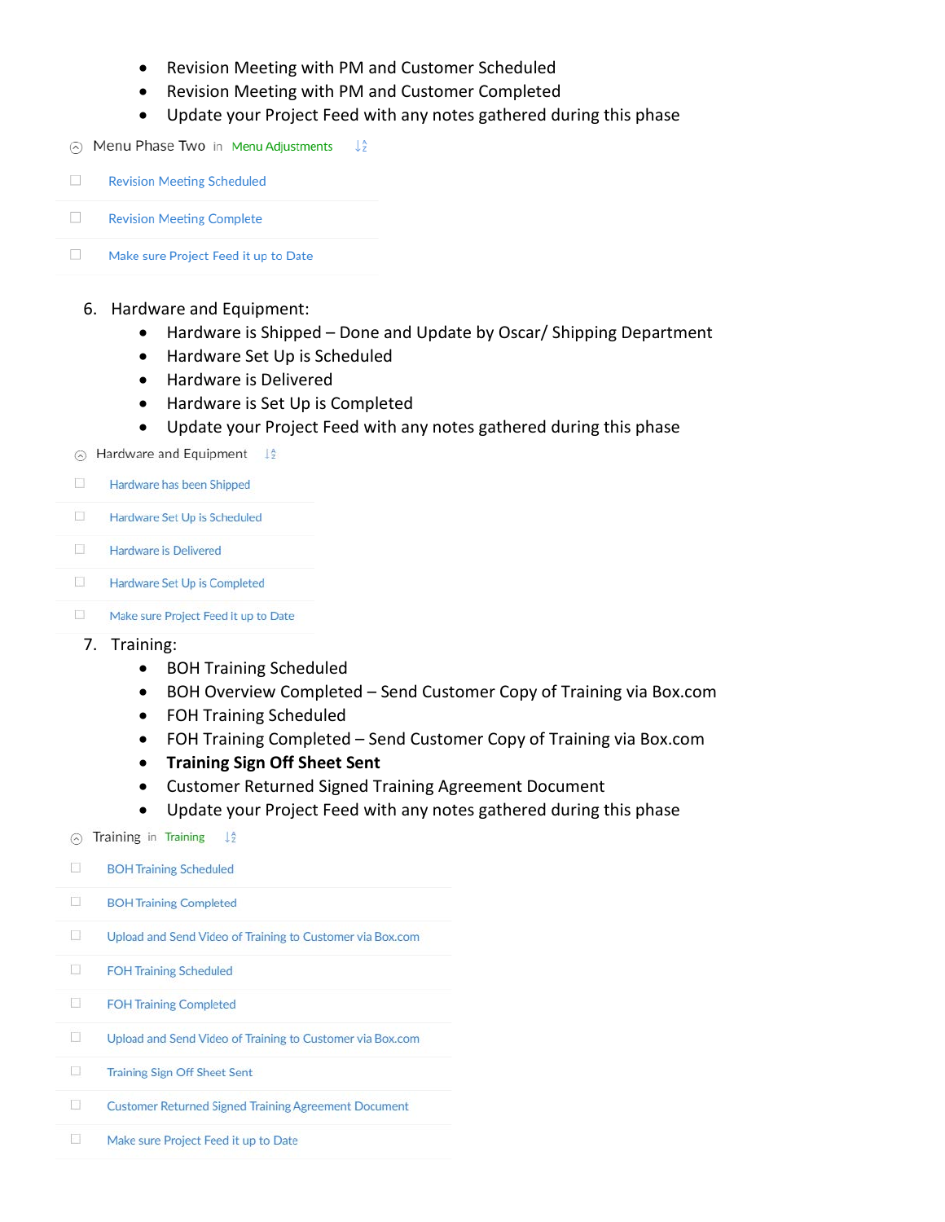- Revision Meeting with PM and Customer Scheduled
- Revision Meeting with PM and Customer Completed
- Update your Project Feed with any notes gathered during this phase

Menu Phase Two in Menu Adjustments

- ☐ Revision Meeting Scheduled
- ☐ Revision Meeting Complete
- ☐ Make sure Project Feed it up to Date

6. Hardware and Equipment:
   - Hardware is Shipped – Done and Update by Oscar/ Shipping Department
   - Hardware Set Up is Scheduled
   - Hardware is Delivered
   - Hardware is Set Up is Completed
   - Update your Project Feed with any notes gathered during this phase

Hardware and Equipment

- ☐ Hardware has been Shipped
- ☐ Hardware Set Up is Scheduled
- ☐ Hardware is Delivered
- ☐ Hardware Set Up is Completed
- ☐ Make sure Project Feed it up to Date

7. Training:
   - BOH Training Scheduled
   - BOH Overview Completed – Send Customer Copy of Training via Box.com
   - FOH Training Scheduled
   - FOH Training Completed – Send Customer Copy of Training via Box.com
   - **Training Sign Off Sheet Sent**
   - Customer Returned Signed Training Agreement Document
   - Update your Project Feed with any notes gathered during this phase

Training in Training

- ☐ BOH Training Scheduled
- ☐ BOH Training Completed
- ☐ Upload and Send Video of Training to Customer via Box.com
- ☐ FOH Training Scheduled
- ☐ FOH Training Completed
- ☐ Upload and Send Video of Training to Customer via Box.com
- ☐ Training Sign Off Sheet Sent
- ☐ Customer Returned Signed Training Agreement Document
- ☐ Make sure Project Feed it up to Date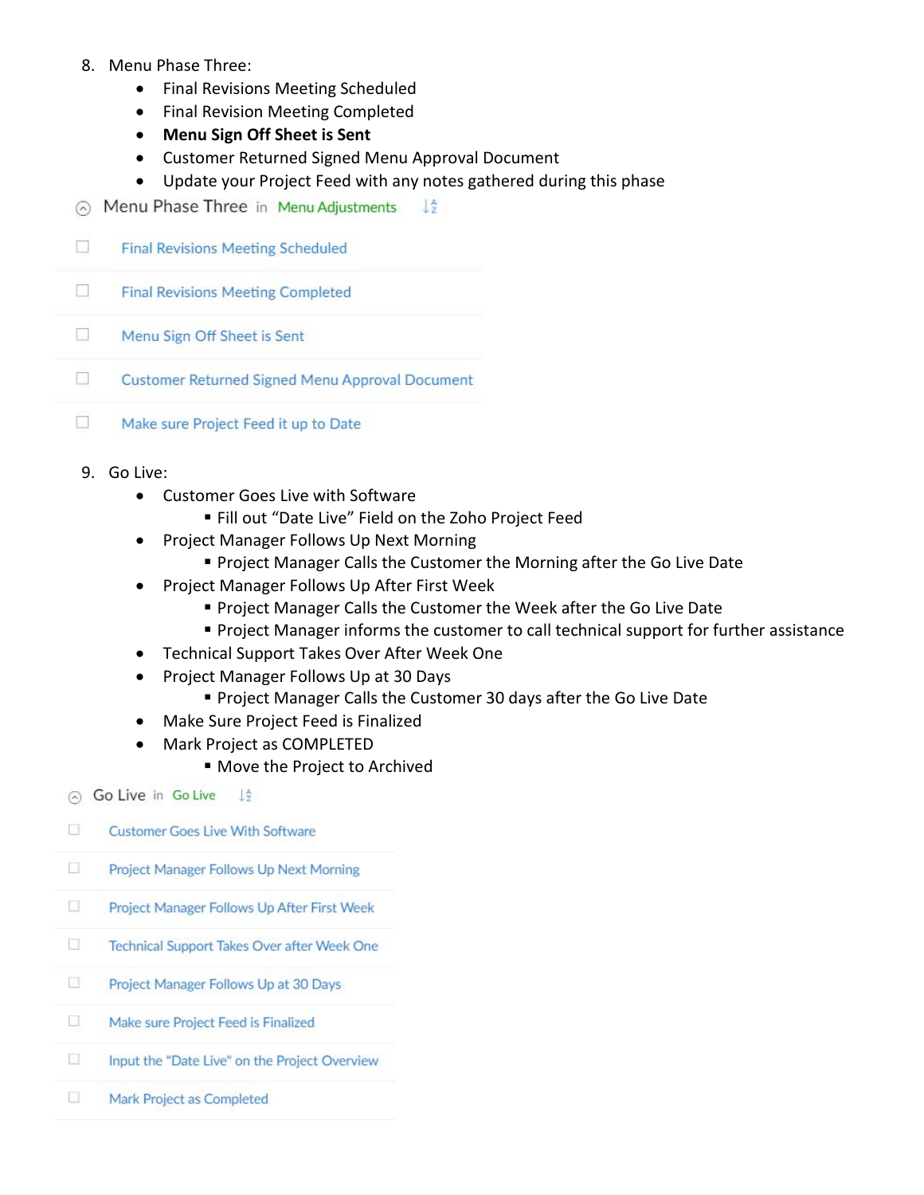8. Menu Phase Three:
    - Final Revisions Meeting Scheduled
    - Final Revision Meeting Completed
    - **Menu Sign Off Sheet is Sent**
    - Customer Returned Signed Menu Approval Document
    - Update your Project Feed with any notes gathered during this phase

Menu Phase Three in Menu Adjustments

- [ ] Final Revisions Meeting Scheduled
- [ ] Final Revisions Meeting Completed
- [ ] Menu Sign Off Sheet is Sent
- [ ] Customer Returned Signed Menu Approval Document
- [ ] Make sure Project Feed it up to Date

9. Go Live:
    - Customer Goes Live with Software
        - Fill out "Date Live" Field on the Zoho Project Feed
    - Project Manager Follows Up Next Morning
        - Project Manager Calls the Customer the Morning after the Go Live Date
    - Project Manager Follows Up After First Week
        - Project Manager Calls the Customer the Week after the Go Live Date
        - Project Manager informs the customer to call technical support for further assistance
    - Technical Support Takes Over After Week One
    - Project Manager Follows Up at 30 Days
        - Project Manager Calls the Customer 30 days after the Go Live Date
    - Make Sure Project Feed is Finalized
    - Mark Project as COMPLETED
        - Move the Project to Archived

Go Live in Go Live

- [ ] Customer Goes Live With Software
- [ ] Project Manager Follows Up Next Morning
- [ ] Project Manager Follows Up After First Week
- [ ] Technical Support Takes Over after Week One
- [ ] Project Manager Follows Up at 30 Days
- [ ] Make sure Project Feed is Finalized
- [ ] Input the "Date Live" on the Project Overview
- [ ] Mark Project as Completed